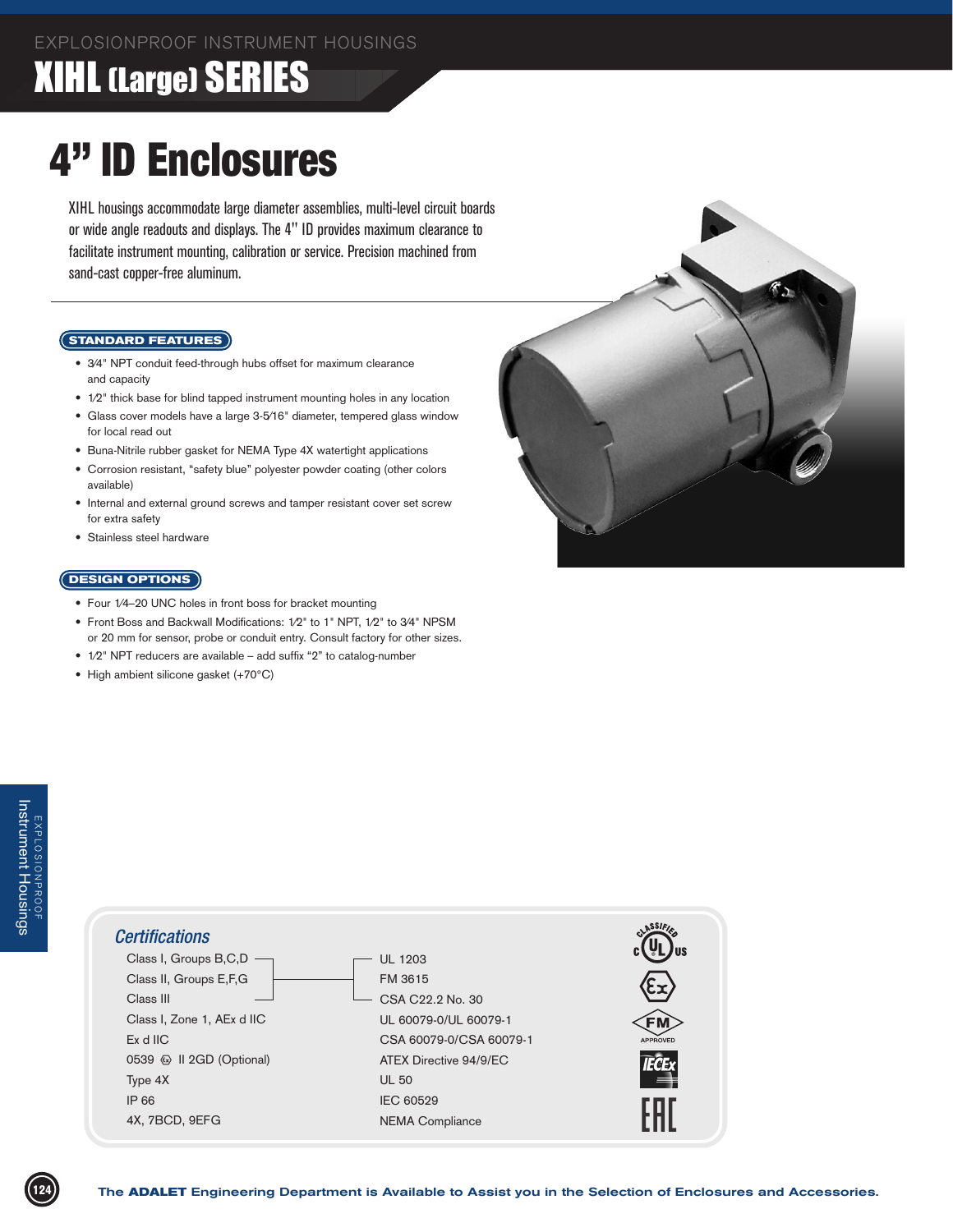EXPLOSIONPROOF INSTRUMENT HOUSINGS

# XIHL (Large) SERIES

## 4" ID Enclosures

XIHL housings accommodate large diameter assemblies, multi-level circuit boards or wide angle readouts and displays. The 4" ID provides maximum clearance to facilitate instrument mounting, calibration or service. Precision machined from sand-cast copper-free aluminum.

### STANDARD FEATURES

- 3⁄4" NPT conduit feed-through hubs offset for maximum clearance and capacity
- 1⁄2" thick base for blind tapped instrument mounting holes in any location
- Glass cover models have a large 3-5⁄16" diameter, tempered glass window for local read out
- Buna-Nitrile rubber gasket for NEMA Type 4X watertight applications
- Corrosion resistant, "safety blue" polyester powder coating (other colors available)
- Internal and external ground screws and tamper resistant cover set screw for extra safety
- Stainless steel hardware

### DESIGN OPTIONS

- Four 1⁄4–20 UNC holes in front boss for bracket mounting
- Front Boss and Backwall Modifications: 1⁄2" to 1" NPT, 1⁄2" to 3⁄4" NPSM or 20 mm for sensor, probe or conduit entry. Consult factory for other sizes.
- 1⁄2" NPT reducers are available – add suffix "2" to catalog-number
- High ambient silicone gasket (+70°C)

### Certifications

| Rating | Standard |
|---|---|
| Class I, Groups B,C,D | UL 1203 |
| Class II, Groups E,F,G | FM 3615 |
| Class III | CSA C22.2 No. 30 |
| Class I, Zone 1, AEx d IIC | UL 60079-0/UL 60079-1 |
| Ex d IIC | CSA 60079-0/CSA 60079-1 |
| 0539 Ex II 2GD (Optional) | ATEX Directive 94/9/EC |
| Type 4X | UL 50 |
| IP 66 | IEC 60529 |
| 4X, 7BCD, 9EFG | NEMA Compliance |

The **ADALET** Engineering Department is Available to Assist you in the Selection of Enclosures and Accessories.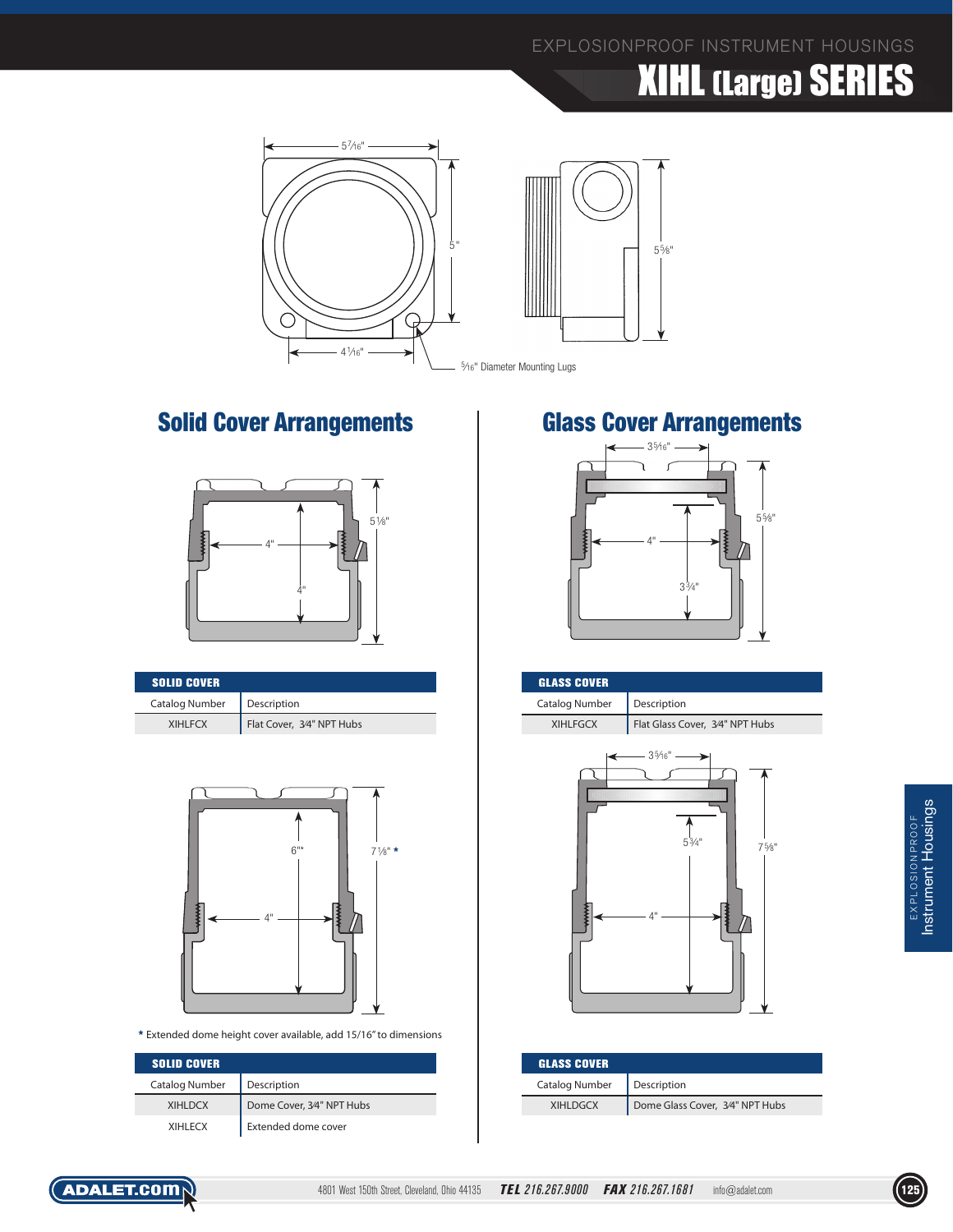# XIHL (Large) SERIES

5 7/16"

5"

5 5/8"

4 1/16"

5/16" Diameter Mounting Lugs

## Solid Cover Arrangements

5 1/8"

4"

4"

| SOLID COVER | |
|---|---|
| Catalog Number | Description |
| XIHLFCX | Flat Cover, 3/4" NPT Hubs |

6"*

7 1/8" *

4"

* Extended dome height cover available, add 15/16" to dimensions

| SOLID COVER | |
|---|---|
| Catalog Number | Description |
| XIHLDCX | Dome Cover, 3/4" NPT Hubs |
| XIHLECX | Extended dome cover |

## Glass Cover Arrangements

3 5/16"

5 5/8"

4"

3 3/4"

| GLASS COVER | |
|---|---|
| Catalog Number | Description |
| XIHLFGCX | Flat Glass Cover, 3/4" NPT Hubs |

3 5/16"

5 3/4"

7 5/8"

4"

| GLASS COVER | |
|---|---|
| Catalog Number | Description |
| XIHLDGCX | Dome Glass Cover, 3/4" NPT Hubs |